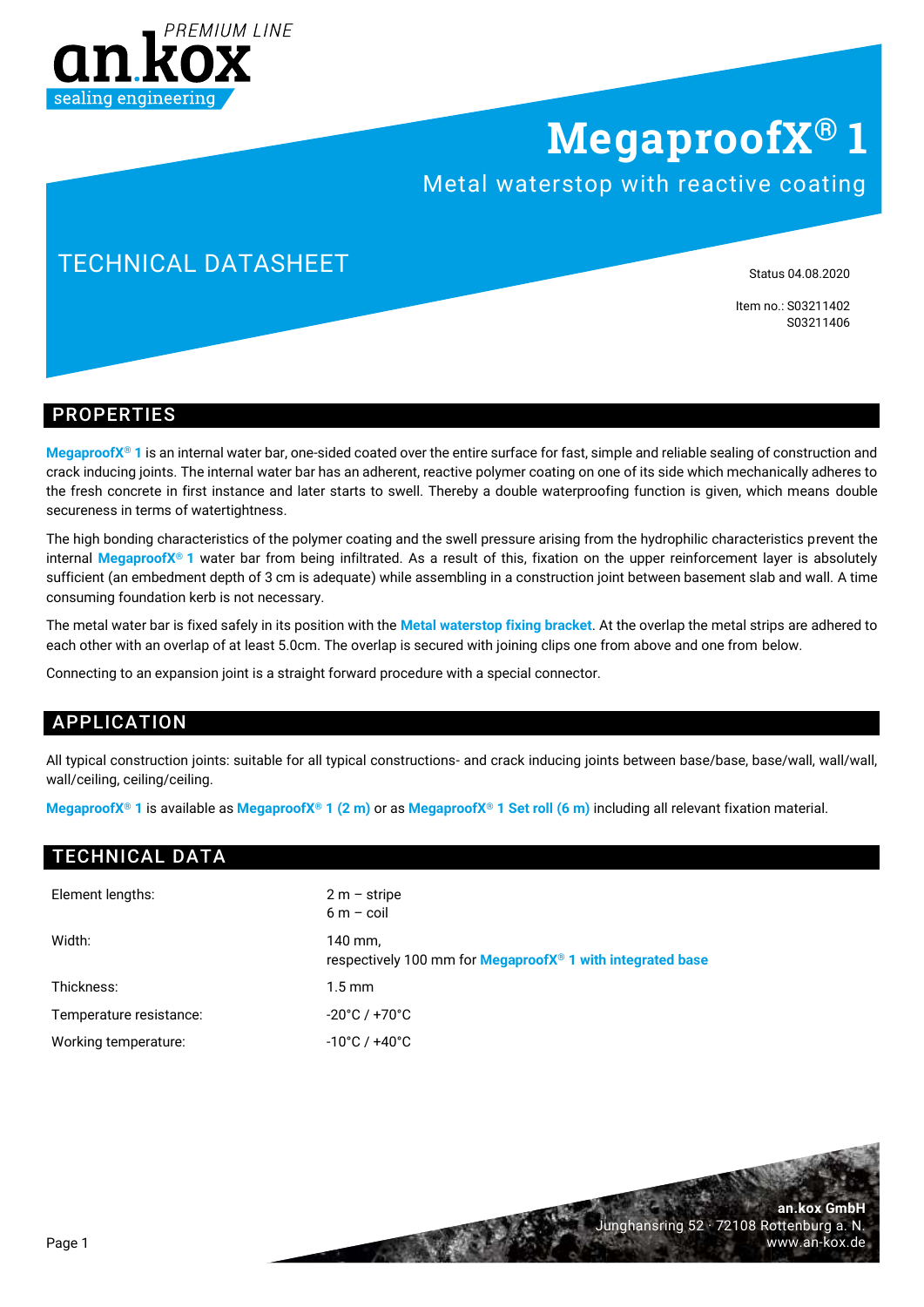an.kox PREMIUM LINE
sealing engineering

# MegaproofX® 1

Metal waterstop with reactive coating

## TECHNICAL DATASHEET

Status 04.08.2020

Item no.: S03211402
S03211406

## PROPERTIES

**MegaproofX® 1** is an internal water bar, one-sided coated over the entire surface for fast, simple and reliable sealing of construction and crack inducing joints. The internal water bar has an adherent, reactive polymer coating on one of its side which mechanically adheres to the fresh concrete in first instance and later starts to swell. Thereby a double waterproofing function is given, which means double secureness in terms of watertightness.

The high bonding characteristics of the polymer coating and the swell pressure arising from the hydrophilic characteristics prevent the internal **MegaproofX® 1** water bar from being infiltrated. As a result of this, fixation on the upper reinforcement layer is absolutely sufficient (an embedment depth of 3 cm is adequate) while assembling in a construction joint between basement slab and wall. A time consuming foundation kerb is not necessary.

The metal water bar is fixed safely in its position with the **Metal waterstop fixing bracket**. At the overlap the metal strips are adhered to each other with an overlap of at least 5.0cm. The overlap is secured with joining clips one from above and one from below.

Connecting to an expansion joint is a straight forward procedure with a special connector.

## APPLICATION

All typical construction joints: suitable for all typical constructions- and crack inducing joints between base/base, base/wall, wall/wall, wall/ceiling, ceiling/ceiling.

**MegaproofX® 1** is available as **MegaproofX® 1 (2 m)** or as **MegaproofX® 1 Set roll (6 m)** including all relevant fixation material.

## TECHNICAL DATA

| | |
|---|---|
| Element lengths: | 2 m – stripe<br>6 m – coil |
| Width: | 140 mm,<br>respectively 100 mm for **MegaproofX® 1 with integrated base** |
| Thickness: | 1.5 mm |
| Temperature resistance: | -20°C / +70°C |
| Working temperature: | -10°C / +40°C |

**an.kox GmbH**
Junghansring 52 · 72108 Rottenburg a. N.
www.an-kox.de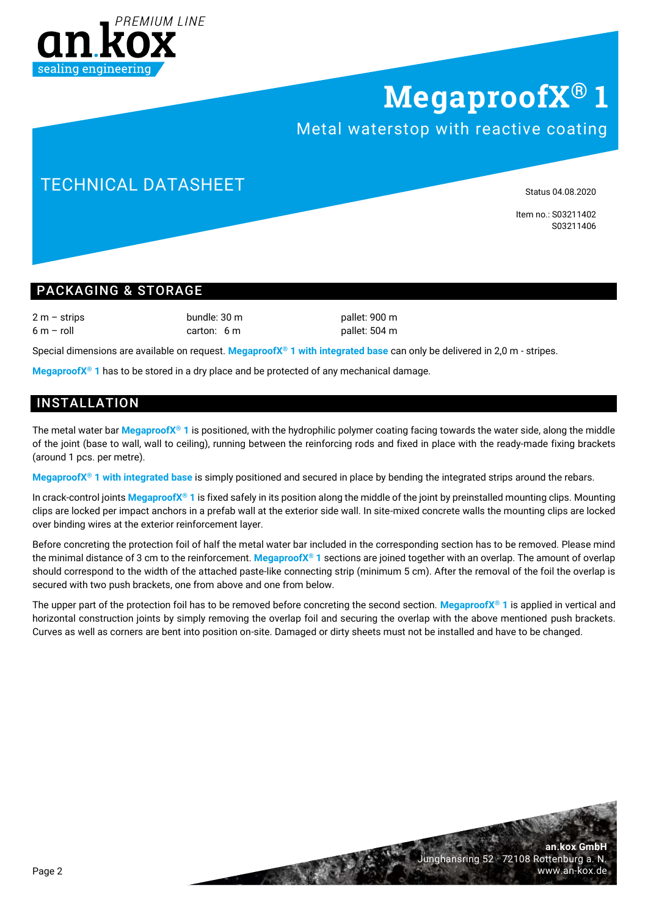PREMIUM LINE

an.kox

sealing engineering

# MegaproofX® 1

Metal waterstop with reactive coating

## TECHNICAL DATASHEET

Status 04.08.2020

Item no.: S03211402
S03211406

## PACKAGING & STORAGE

| | | |
|---|---|---|
| 2 m – strips | bundle: 30 m | pallet: 900 m |
| 6 m – roll | carton: 6 m | pallet: 504 m |

Special dimensions are available on request. **MegaproofX® 1 with integrated base** can only be delivered in 2,0 m - stripes.

**MegaproofX® 1** has to be stored in a dry place and be protected of any mechanical damage.

## INSTALLATION

The metal water bar **MegaproofX® 1** is positioned, with the hydrophilic polymer coating facing towards the water side, along the middle of the joint (base to wall, wall to ceiling), running between the reinforcing rods and fixed in place with the ready-made fixing brackets (around 1 pcs. per metre).

**MegaproofX® 1 with integrated base** is simply positioned and secured in place by bending the integrated strips around the rebars.

In crack-control joints **MegaproofX® 1** is fixed safely in its position along the middle of the joint by preinstalled mounting clips. Mounting clips are locked per impact anchors in a prefab wall at the exterior side wall. In site-mixed concrete walls the mounting clips are locked over binding wires at the exterior reinforcement layer.

Before concreting the protection foil of half the metal water bar included in the corresponding section has to be removed. Please mind the minimal distance of 3 cm to the reinforcement. **MegaproofX® 1** sections are joined together with an overlap. The amount of overlap should correspond to the width of the attached paste-like connecting strip (minimum 5 cm). After the removal of the foil the overlap is secured with two push brackets, one from above and one from below.

The upper part of the protection foil has to be removed before concreting the second section. **MegaproofX® 1** is applied in vertical and horizontal construction joints by simply removing the overlap foil and securing the overlap with the above mentioned push brackets. Curves as well as corners are bent into position on-site. Damaged or dirty sheets must not be installed and have to be changed.

**an.kox GmbH**
Junghansring 52 · 72108 Rottenburg a. N.
www.an-kox.de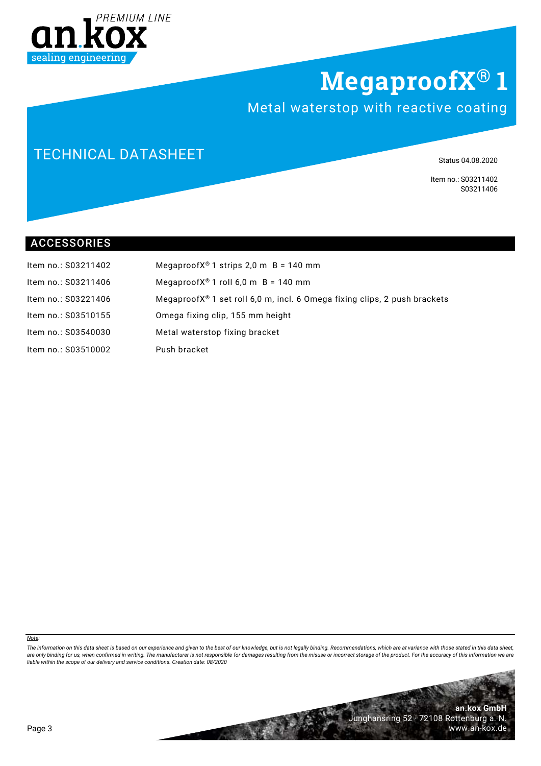PREMIUM LINE

an.kox

sealing engineering

# MegaproofX® 1

Metal waterstop with reactive coating

## TECHNICAL DATASHEET

Status 04.08.2020

Item no.: S03211402
S03211406

## ACCESSORIES

| | |
|---|---|
| Item no.: S03211402 | MegaproofX® 1 strips 2,0 m B = 140 mm |
| Item no.: S03211406 | MegaproofX® 1 roll 6,0 m B = 140 mm |
| Item no.: S03221406 | MegaproofX® 1 set roll 6,0 m, incl. 6 Omega fixing clips, 2 push brackets |
| Item no.: S03510155 | Omega fixing clip, 155 mm height |
| Item no.: S03540030 | Metal waterstop fixing bracket |
| Item no.: S03510002 | Push bracket |

*Note:*

*The information on this data sheet is based on our experience and given to the best of our knowledge, but is not legally binding. Recommendations, which are at variance with those stated in this data sheet, are only binding for us, when confirmed in writing. The manufacturer is not responsible for damages resulting from the misuse or incorrect storage of the product. For the accuracy of this information we are liable within the scope of our delivery and service conditions. Creation date: 08/2020*

**an.kox GmbH**
Junghansring 52 · 72108 Rottenburg a. N.
www.an-kox.de